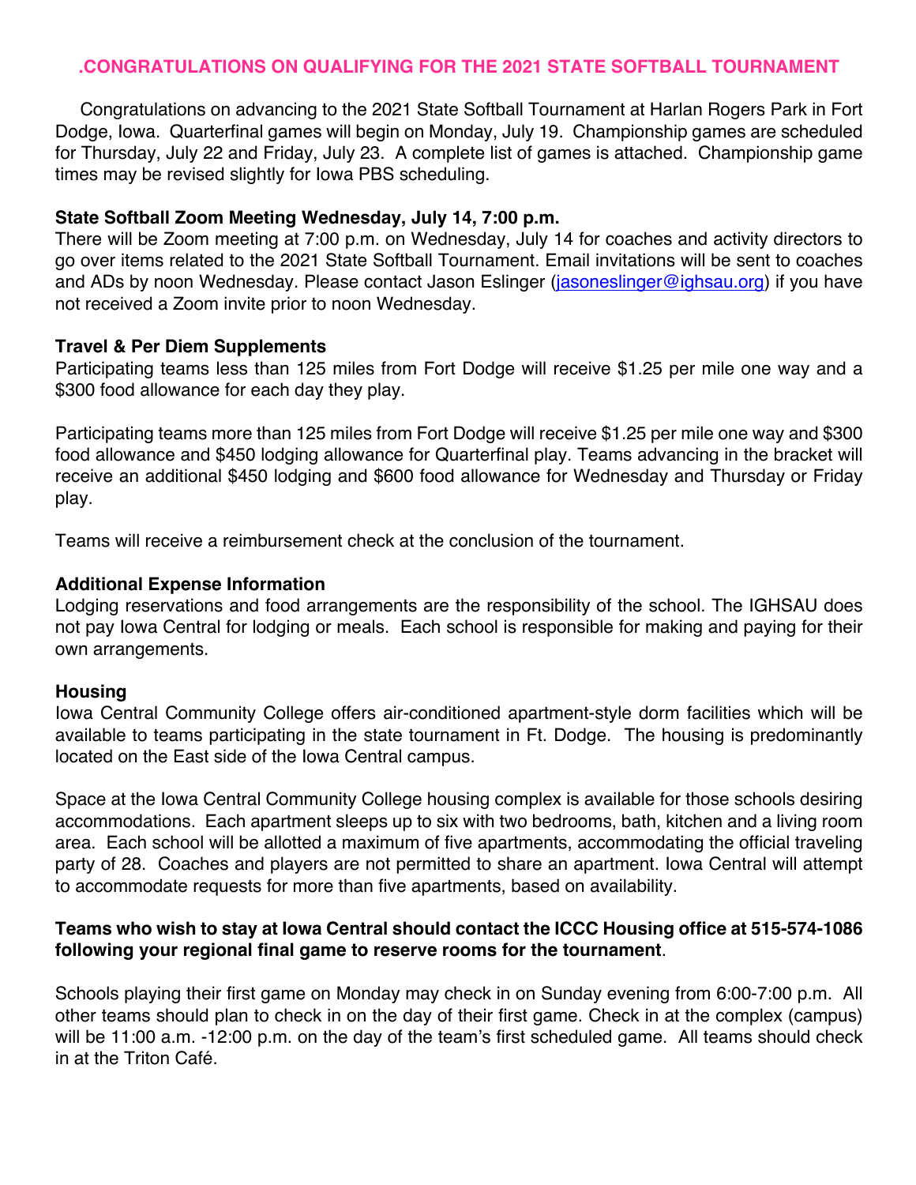# .CONGRATULATIONS ON QUALIFYING FOR THE 2021 STATE SOFTBALL TOURNAMENT

Congratulations on advancing to the 2021 State Softball Tournament at Harlan Rogers Park in Fort Dodge, Iowa. Quarterfinal games will begin on Monday, July 19. Championship games are scheduled for Thursday, July 22 and Friday, July 23. A complete list of games is attached. Championship game times may be revised slightly for Iowa PBS scheduling.

**State Softball Zoom Meeting Wednesday, July 14, 7:00 p.m.**

There will be Zoom meeting at 7:00 p.m. on Wednesday, July 14 for coaches and activity directors to go over items related to the 2021 State Softball Tournament. Email invitations will be sent to coaches and ADs by noon Wednesday. Please contact Jason Eslinger (jasoneslinger@ighsau.org) if you have not received a Zoom invite prior to noon Wednesday.

**Travel & Per Diem Supplements**

Participating teams less than 125 miles from Fort Dodge will receive $1.25 per mile one way and a $300 food allowance for each day they play.

Participating teams more than 125 miles from Fort Dodge will receive $1.25 per mile one way and $300 food allowance and $450 lodging allowance for Quarterfinal play. Teams advancing in the bracket will receive an additional $450 lodging and $600 food allowance for Wednesday and Thursday or Friday play.

Teams will receive a reimbursement check at the conclusion of the tournament.

**Additional Expense Information**

Lodging reservations and food arrangements are the responsibility of the school. The IGHSAU does not pay Iowa Central for lodging or meals. Each school is responsible for making and paying for their own arrangements.

**Housing**

Iowa Central Community College offers air-conditioned apartment-style dorm facilities which will be available to teams participating in the state tournament in Ft. Dodge. The housing is predominantly located on the East side of the Iowa Central campus.

Space at the Iowa Central Community College housing complex is available for those schools desiring accommodations. Each apartment sleeps up to six with two bedrooms, bath, kitchen and a living room area. Each school will be allotted a maximum of five apartments, accommodating the official traveling party of 28. Coaches and players are not permitted to share an apartment. Iowa Central will attempt to accommodate requests for more than five apartments, based on availability.

**Teams who wish to stay at Iowa Central should contact the ICCC Housing office at 515-574-1086 following your regional final game to reserve rooms for the tournament**.

Schools playing their first game on Monday may check in on Sunday evening from 6:00-7:00 p.m. All other teams should plan to check in on the day of their first game. Check in at the complex (campus) will be 11:00 a.m. -12:00 p.m. on the day of the team's first scheduled game. All teams should check in at the Triton Café.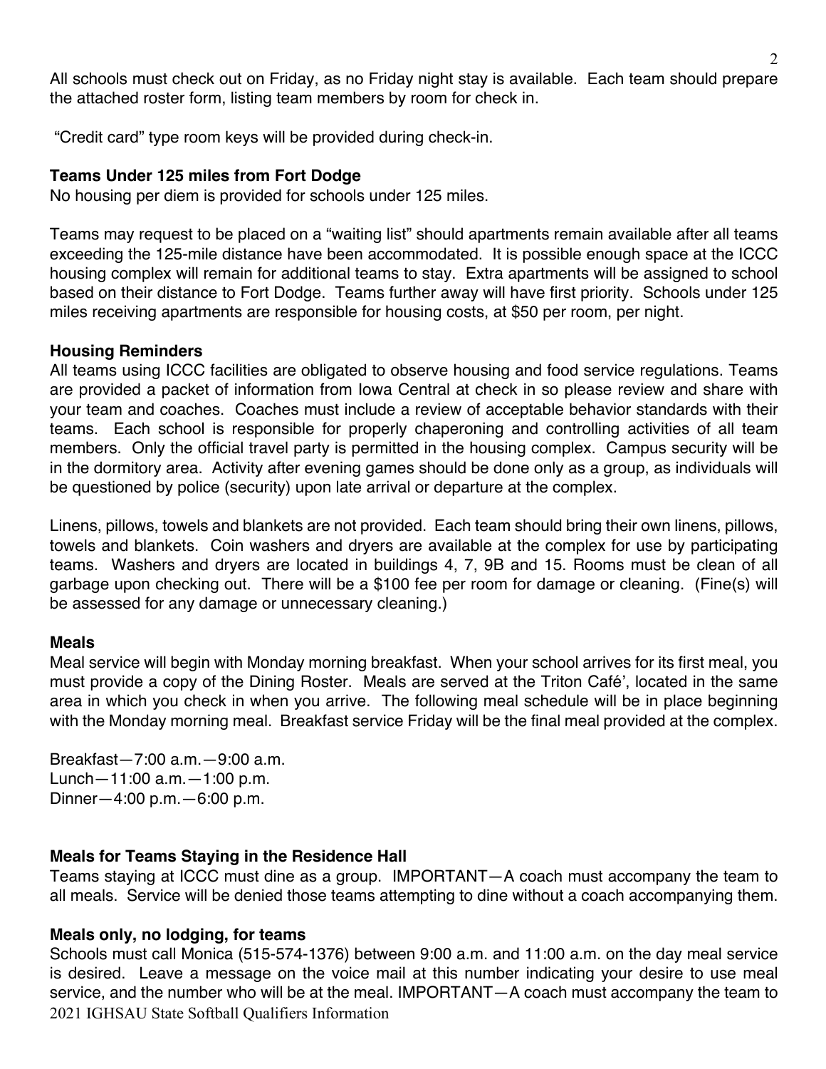All schools must check out on Friday, as no Friday night stay is available. Each team should prepare the attached roster form, listing team members by room for check in.

"Credit card" type room keys will be provided during check-in.

**Teams Under 125 miles from Fort Dodge**

No housing per diem is provided for schools under 125 miles.

Teams may request to be placed on a "waiting list" should apartments remain available after all teams exceeding the 125-mile distance have been accommodated. It is possible enough space at the ICCC housing complex will remain for additional teams to stay. Extra apartments will be assigned to school based on their distance to Fort Dodge. Teams further away will have first priority. Schools under 125 miles receiving apartments are responsible for housing costs, at $50 per room, per night.

**Housing Reminders**

All teams using ICCC facilities are obligated to observe housing and food service regulations. Teams are provided a packet of information from Iowa Central at check in so please review and share with your team and coaches. Coaches must include a review of acceptable behavior standards with their teams. Each school is responsible for properly chaperoning and controlling activities of all team members. Only the official travel party is permitted in the housing complex. Campus security will be in the dormitory area. Activity after evening games should be done only as a group, as individuals will be questioned by police (security) upon late arrival or departure at the complex.

Linens, pillows, towels and blankets are not provided. Each team should bring their own linens, pillows, towels and blankets. Coin washers and dryers are available at the complex for use by participating teams. Washers and dryers are located in buildings 4, 7, 9B and 15. Rooms must be clean of all garbage upon checking out. There will be a $100 fee per room for damage or cleaning. (Fine(s) will be assessed for any damage or unnecessary cleaning.)

**Meals**

Meal service will begin with Monday morning breakfast. When your school arrives for its first meal, you must provide a copy of the Dining Roster. Meals are served at the Triton Café', located in the same area in which you check in when you arrive. The following meal schedule will be in place beginning with the Monday morning meal. Breakfast service Friday will be the final meal provided at the complex.

Breakfast—7:00 a.m.—9:00 a.m.
Lunch—11:00 a.m.—1:00 p.m.
Dinner—4:00 p.m.—6:00 p.m.

**Meals for Teams Staying in the Residence Hall**

Teams staying at ICCC must dine as a group. IMPORTANT—A coach must accompany the team to all meals. Service will be denied those teams attempting to dine without a coach accompanying them.

**Meals only, no lodging, for teams**

Schools must call Monica (515-574-1376) between 9:00 a.m. and 11:00 a.m. on the day meal service is desired. Leave a message on the voice mail at this number indicating your desire to use meal service, and the number who will be at the meal. IMPORTANT—A coach must accompany the team to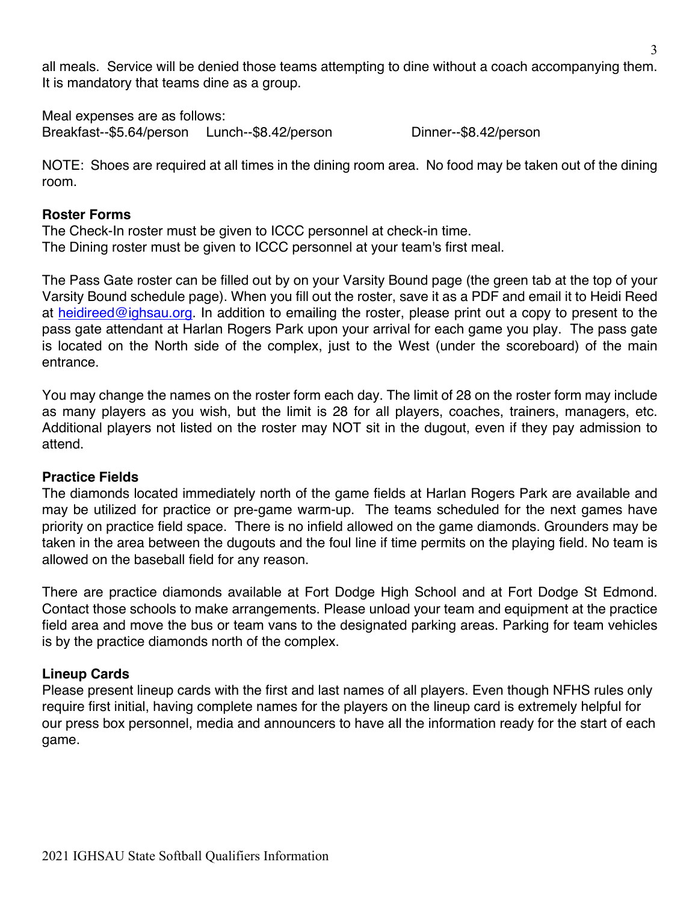all meals. Service will be denied those teams attempting to dine without a coach accompanying them. It is mandatory that teams dine as a group.

Meal expenses are as follows:
Breakfast--$5.64/person     Lunch--$8.42/person     Dinner--$8.42/person

NOTE: Shoes are required at all times in the dining room area. No food may be taken out of the dining room.

**Roster Forms**
The Check-In roster must be given to ICCC personnel at check-in time.
The Dining roster must be given to ICCC personnel at your team's first meal.

The Pass Gate roster can be filled out by on your Varsity Bound page (the green tab at the top of your Varsity Bound schedule page). When you fill out the roster, save it as a PDF and email it to Heidi Reed at heidireed@ighsau.org. In addition to emailing the roster, please print out a copy to present to the pass gate attendant at Harlan Rogers Park upon your arrival for each game you play. The pass gate is located on the North side of the complex, just to the West (under the scoreboard) of the main entrance.

You may change the names on the roster form each day. The limit of 28 on the roster form may include as many players as you wish, but the limit is 28 for all players, coaches, trainers, managers, etc. Additional players not listed on the roster may NOT sit in the dugout, even if they pay admission to attend.

**Practice Fields**
The diamonds located immediately north of the game fields at Harlan Rogers Park are available and may be utilized for practice or pre-game warm-up. The teams scheduled for the next games have priority on practice field space. There is no infield allowed on the game diamonds. Grounders may be taken in the area between the dugouts and the foul line if time permits on the playing field. No team is allowed on the baseball field for any reason.

There are practice diamonds available at Fort Dodge High School and at Fort Dodge St Edmond. Contact those schools to make arrangements. Please unload your team and equipment at the practice field area and move the bus or team vans to the designated parking areas. Parking for team vehicles is by the practice diamonds north of the complex.

**Lineup Cards**
Please present lineup cards with the first and last names of all players. Even though NFHS rules only require first initial, having complete names for the players on the lineup card is extremely helpful for our press box personnel, media and announcers to have all the information ready for the start of each game.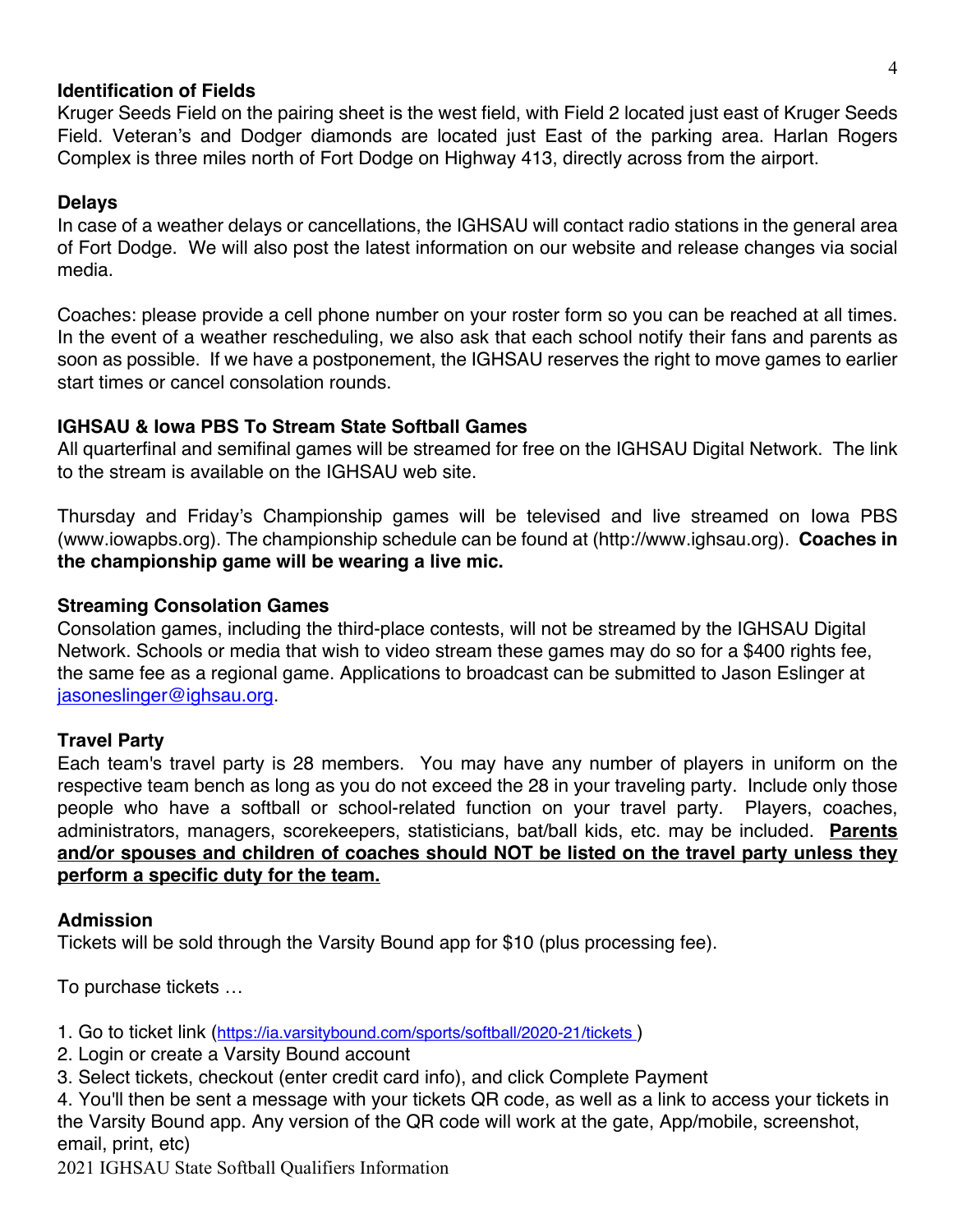### Identification of Fields

Kruger Seeds Field on the pairing sheet is the west field, with Field 2 located just east of Kruger Seeds Field. Veteran's and Dodger diamonds are located just East of the parking area. Harlan Rogers Complex is three miles north of Fort Dodge on Highway 413, directly across from the airport.

### Delays

In case of a weather delays or cancellations, the IGHSAU will contact radio stations in the general area of Fort Dodge. We will also post the latest information on our website and release changes via social media.

Coaches: please provide a cell phone number on your roster form so you can be reached at all times. In the event of a weather rescheduling, we also ask that each school notify their fans and parents as soon as possible. If we have a postponement, the IGHSAU reserves the right to move games to earlier start times or cancel consolation rounds.

### IGHSAU & Iowa PBS To Stream State Softball Games

All quarterfinal and semifinal games will be streamed for free on the IGHSAU Digital Network. The link to the stream is available on the IGHSAU web site.

Thursday and Friday's Championship games will be televised and live streamed on Iowa PBS (www.iowapbs.org). The championship schedule can be found at (http://www.ighsau.org). **Coaches in the championship game will be wearing a live mic.**

### Streaming Consolation Games

Consolation games, including the third-place contests, will not be streamed by the IGHSAU Digital Network. Schools or media that wish to video stream these games may do so for a $400 rights fee, the same fee as a regional game. Applications to broadcast can be submitted to Jason Eslinger at jasoneslinger@ighsau.org.

### Travel Party

Each team's travel party is 28 members. You may have any number of players in uniform on the respective team bench as long as you do not exceed the 28 in your traveling party. Include only those people who have a softball or school-related function on your travel party. Players, coaches, administrators, managers, scorekeepers, statisticians, bat/ball kids, etc. may be included. **Parents and/or spouses and children of coaches should NOT be listed on the travel party unless they perform a specific duty for the team.**

### Admission

Tickets will be sold through the Varsity Bound app for $10 (plus processing fee).

To purchase tickets …

1. Go to ticket link (https://ia.varsitybound.com/sports/softball/2020-21/tickets )
2. Login or create a Varsity Bound account
3. Select tickets, checkout (enter credit card info), and click Complete Payment
4. You'll then be sent a message with your tickets QR code, as well as a link to access your tickets in the Varsity Bound app. Any version of the QR code will work at the gate, App/mobile, screenshot, email, print, etc)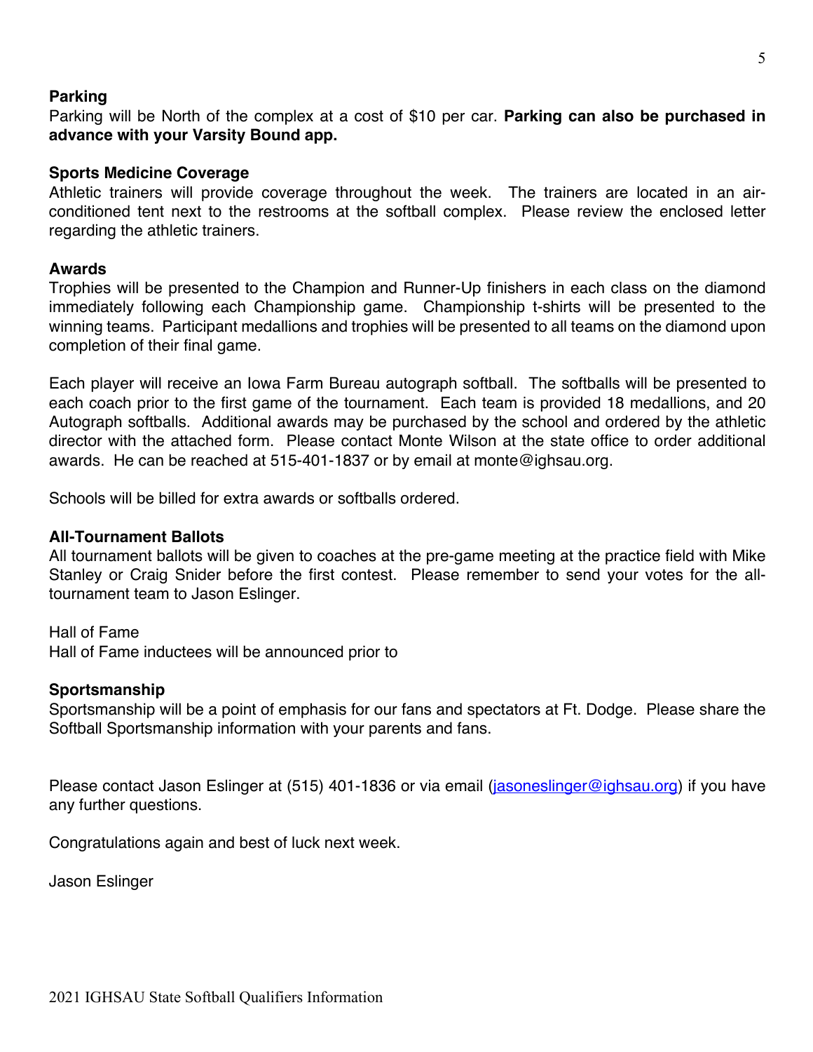**Parking**
Parking will be North of the complex at a cost of $10 per car. **Parking can also be purchased in advance with your Varsity Bound app.**

**Sports Medicine Coverage**
Athletic trainers will provide coverage throughout the week. The trainers are located in an air-conditioned tent next to the restrooms at the softball complex. Please review the enclosed letter regarding the athletic trainers.

**Awards**
Trophies will be presented to the Champion and Runner-Up finishers in each class on the diamond immediately following each Championship game. Championship t-shirts will be presented to the winning teams. Participant medallions and trophies will be presented to all teams on the diamond upon completion of their final game.

Each player will receive an Iowa Farm Bureau autograph softball. The softballs will be presented to each coach prior to the first game of the tournament. Each team is provided 18 medallions, and 20 Autograph softballs. Additional awards may be purchased by the school and ordered by the athletic director with the attached form. Please contact Monte Wilson at the state office to order additional awards. He can be reached at 515-401-1837 or by email at monte@ighsau.org.

Schools will be billed for extra awards or softballs ordered.

**All-Tournament Ballots**
All tournament ballots will be given to coaches at the pre-game meeting at the practice field with Mike Stanley or Craig Snider before the first contest. Please remember to send your votes for the all-tournament team to Jason Eslinger.

Hall of Fame
Hall of Fame inductees will be announced prior to

**Sportsmanship**
Sportsmanship will be a point of emphasis for our fans and spectators at Ft. Dodge. Please share the Softball Sportsmanship information with your parents and fans.

Please contact Jason Eslinger at (515) 401-1836 or via email (jasoneslinger@ighsau.org) if you have any further questions.

Congratulations again and best of luck next week.

Jason Eslinger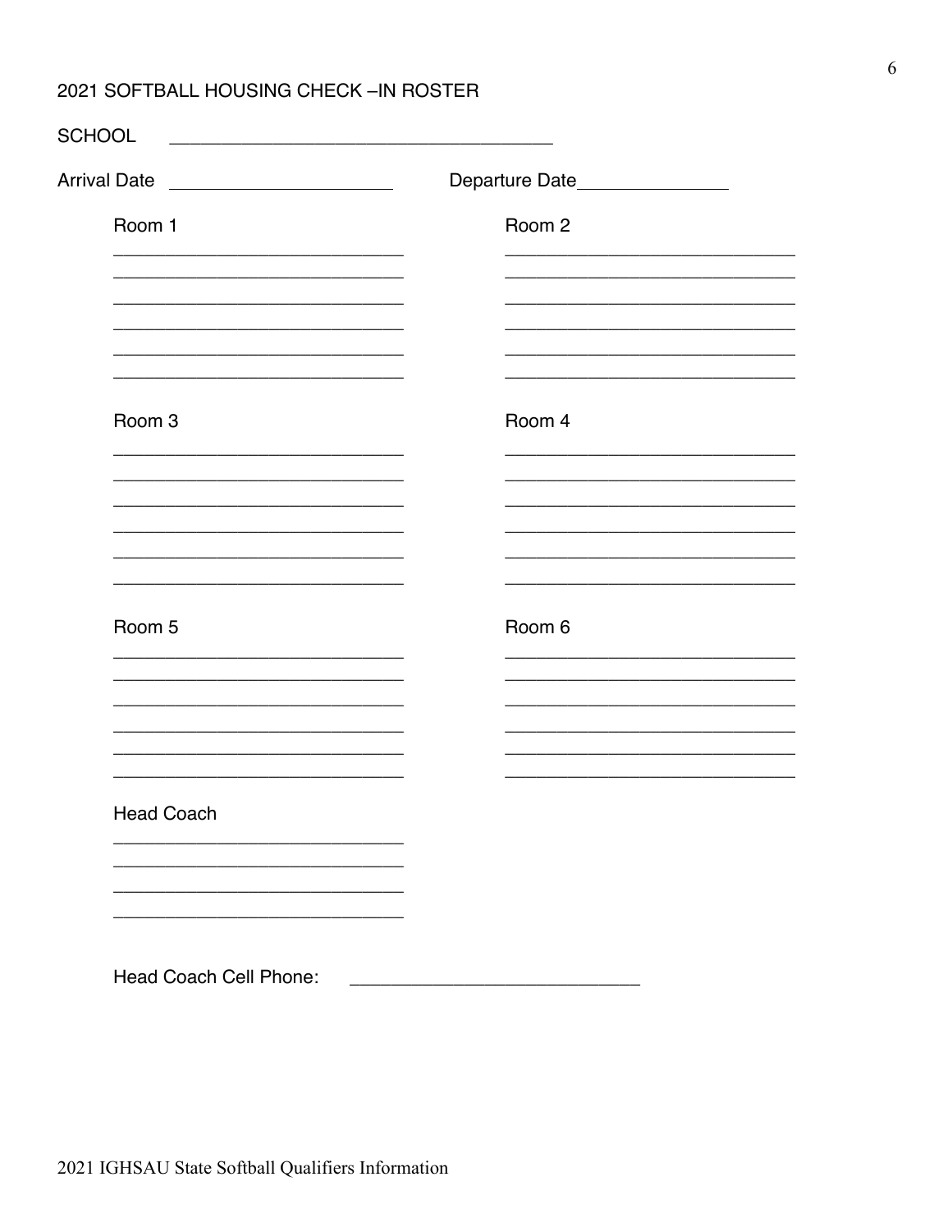# 2021 SOFTBALL HOUSING CHECK –IN ROSTER

SCHOOL ____________________________________

Arrival Date _____________________ Departure Date______________

Room 1

____________________________
____________________________
____________________________
____________________________
____________________________
____________________________

Room 2

____________________________
____________________________
____________________________
____________________________
____________________________
____________________________

Room 3

____________________________
____________________________
____________________________
____________________________
____________________________
____________________________

Room 4

____________________________
____________________________
____________________________
____________________________
____________________________
____________________________

Room 5

____________________________
____________________________
____________________________
____________________________
____________________________
____________________________

Room 6

____________________________
____________________________
____________________________
____________________________
____________________________
____________________________

Head Coach

____________________________
____________________________
____________________________
____________________________

Head Coach Cell Phone: ____________________________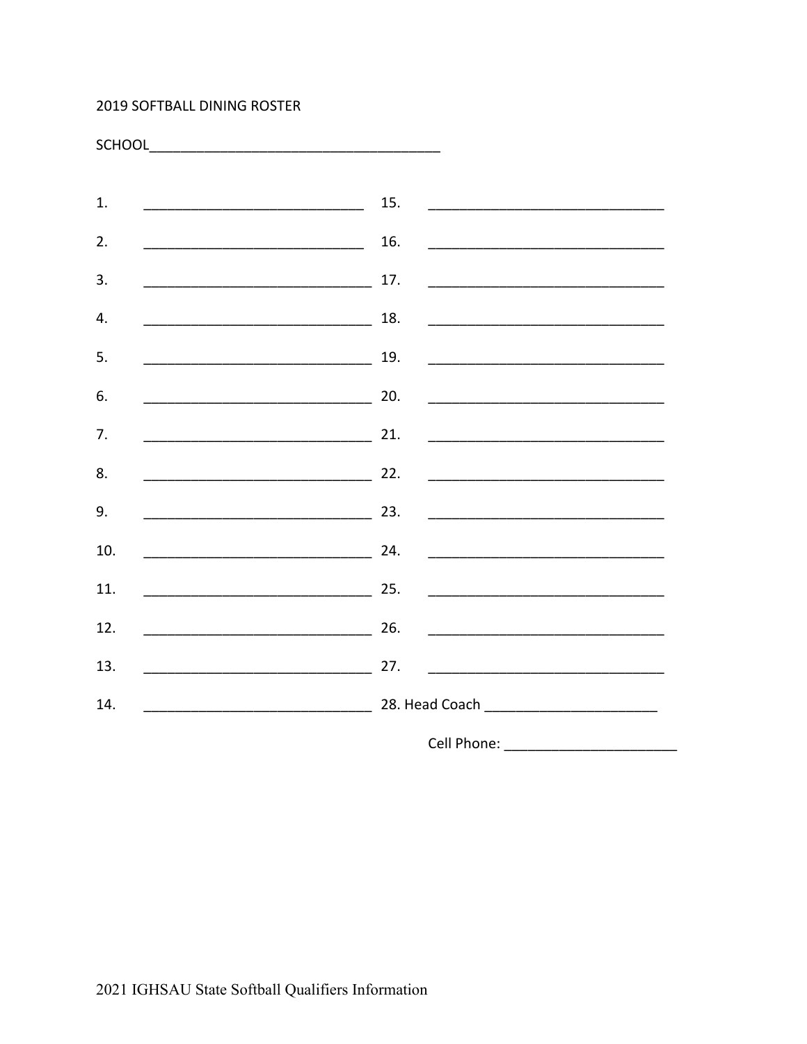2019 SOFTBALL DINING ROSTER

SCHOOL______________________________________

| | |
|---|---|
| 1. ____________________________ | 15. ______________________________ |
| 2. ____________________________ | 16. ______________________________ |
| 3. _____________________________ | 17. ______________________________ |
| 4. _____________________________ | 18. ______________________________ |
| 5. _____________________________ | 19. ______________________________ |
| 6. _____________________________ | 20. ______________________________ |
| 7. _____________________________ | 21. ______________________________ |
| 8. _____________________________ | 22. ______________________________ |
| 9. _____________________________ | 23. ______________________________ |
| 10. _____________________________ | 24. ______________________________ |
| 11. _____________________________ | 25. ______________________________ |
| 12. _____________________________ | 26. ______________________________ |
| 13. _____________________________ | 27. ______________________________ |
| 14. _____________________________ | 28. Head Coach ______________________ |
| | Cell Phone: ______________________ |